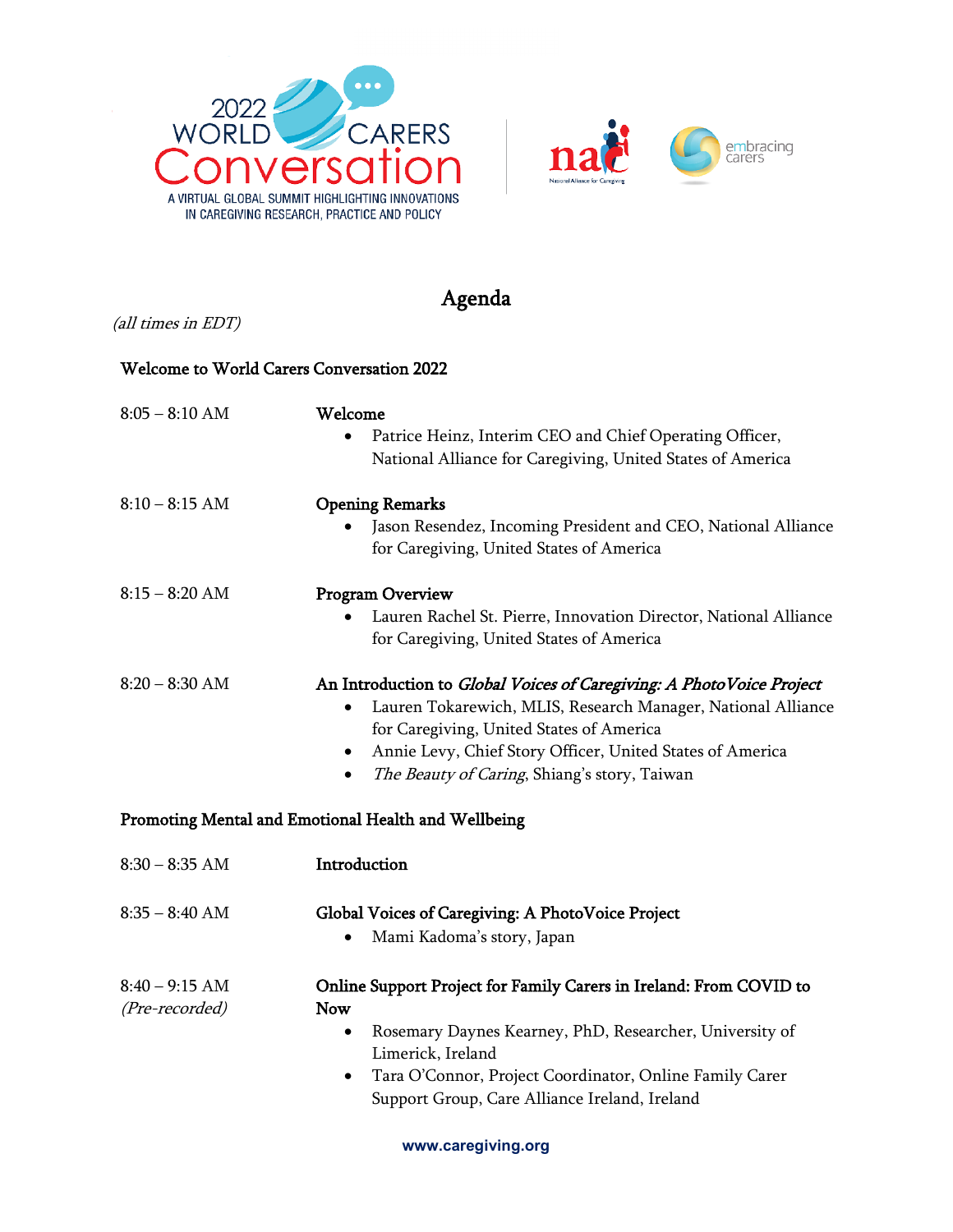2022 WORLD CARERS Conversation

A VIRTUAL GLOBAL SUMMIT HIGHLIGHTING INNOVATIONS IN CAREGIVING RESEARCH, PRACTICE AND POLICY

# Agenda

*(all times in EDT)*

## Welcome to World Carers Conversation 2022

**8:05 – 8:10 AM** — **Welcome**

- Patrice Heinz, Interim CEO and Chief Operating Officer, National Alliance for Caregiving, United States of America

**8:10 – 8:15 AM** — **Opening Remarks**

- Jason Resendez, Incoming President and CEO, National Alliance for Caregiving, United States of America

**8:15 – 8:20 AM** — **Program Overview**

- Lauren Rachel St. Pierre, Innovation Director, National Alliance for Caregiving, United States of America

**8:20 – 8:30 AM** — **An Introduction to *Global Voices of Caregiving: A PhotoVoice Project***

- Lauren Tokarewich, MLIS, Research Manager, National Alliance for Caregiving, United States of America
- Annie Levy, Chief Story Officer, United States of America
- *The Beauty of Caring*, Shiang's story, Taiwan

## Promoting Mental and Emotional Health and Wellbeing

**8:30 – 8:35 AM** — **Introduction**

**8:35 – 8:40 AM** — **Global Voices of Caregiving: A PhotoVoice Project**

- Mami Kadoma's story, Japan

**8:40 – 9:15 AM** *(Pre-recorded)* — **Online Support Project for Family Carers in Ireland: From COVID to Now**

- Rosemary Daynes Kearney, PhD, Researcher, University of Limerick, Ireland
- Tara O'Connor, Project Coordinator, Online Family Carer Support Group, Care Alliance Ireland, Ireland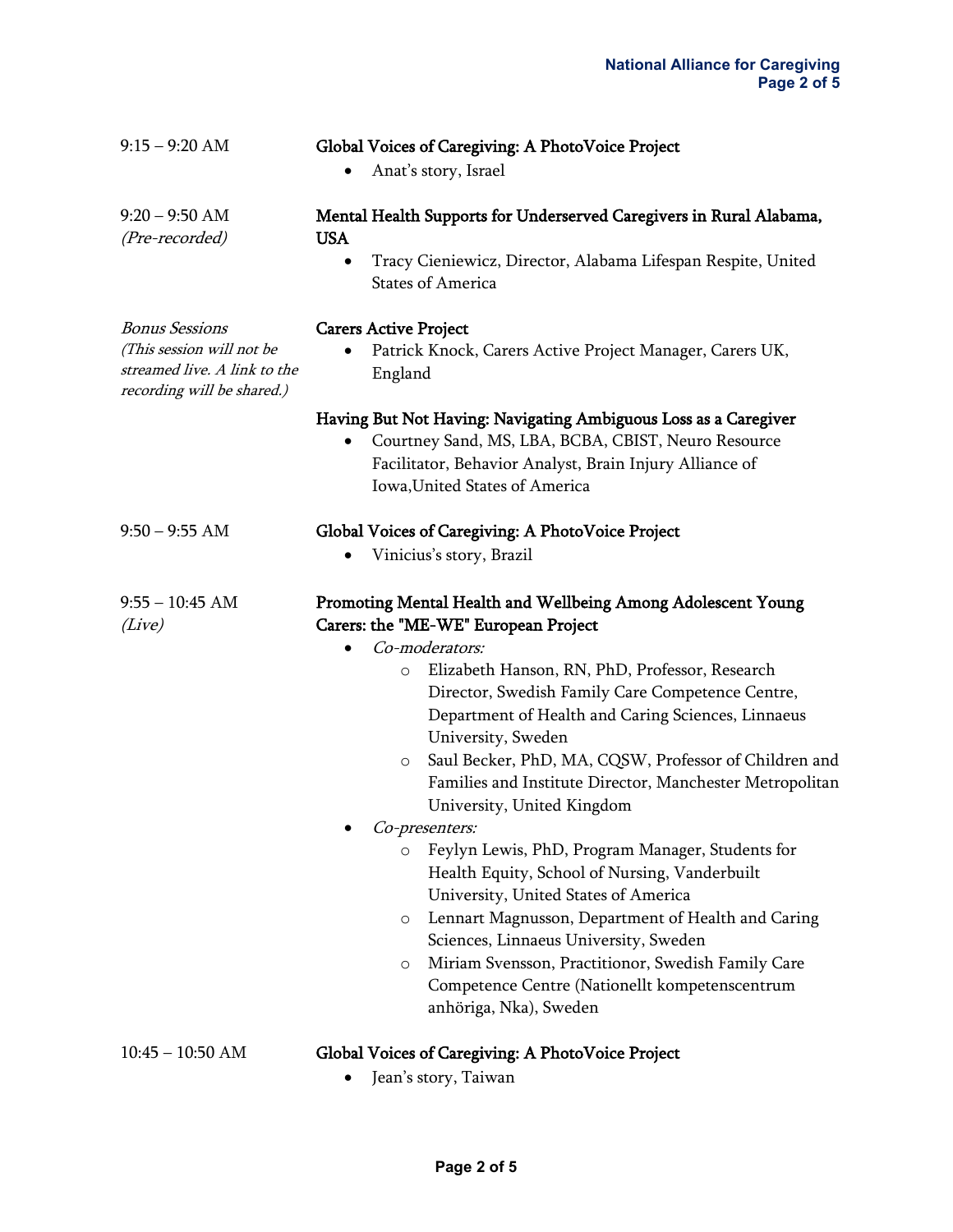9:15 – 9:20 AM

**Global Voices of Caregiving: A PhotoVoice Project**

- Anat's story, Israel

9:20 – 9:50 AM *(Pre-recorded)*

**Mental Health Supports for Underserved Caregivers in Rural Alabama, USA**

- Tracy Cieniewicz, Director, Alabama Lifespan Respite, United States of America

*Bonus Sessions*
*(This session will not be streamed live. A link to the recording will be shared.)*

**Carers Active Project**

- Patrick Knock, Carers Active Project Manager, Carers UK, England

**Having But Not Having: Navigating Ambiguous Loss as a Caregiver**

- Courtney Sand, MS, LBA, BCBA, CBIST, Neuro Resource Facilitator, Behavior Analyst, Brain Injury Alliance of Iowa,United States of America

9:50 – 9:55 AM

**Global Voices of Caregiving: A PhotoVoice Project**

- Vinicius's story, Brazil

9:55 – 10:45 AM *(Live)*

**Promoting Mental Health and Wellbeing Among Adolescent Young Carers: the "ME-WE" European Project**

- *Co-moderators:*
  - Elizabeth Hanson, RN, PhD, Professor, Research Director, Swedish Family Care Competence Centre, Department of Health and Caring Sciences, Linnaeus University, Sweden
  - Saul Becker, PhD, MA, CQSW, Professor of Children and Families and Institute Director, Manchester Metropolitan University, United Kingdom
- *Co-presenters:*
  - Feylyn Lewis, PhD, Program Manager, Students for Health Equity, School of Nursing, Vanderbuilt University, United States of America
  - Lennart Magnusson, Department of Health and Caring Sciences, Linnaeus University, Sweden
  - Miriam Svensson, Practitionor, Swedish Family Care Competence Centre (Nationellt kompetenscentrum anhöriga, Nka), Sweden

10:45 – 10:50 AM

**Global Voices of Caregiving: A PhotoVoice Project**

- Jean's story, Taiwan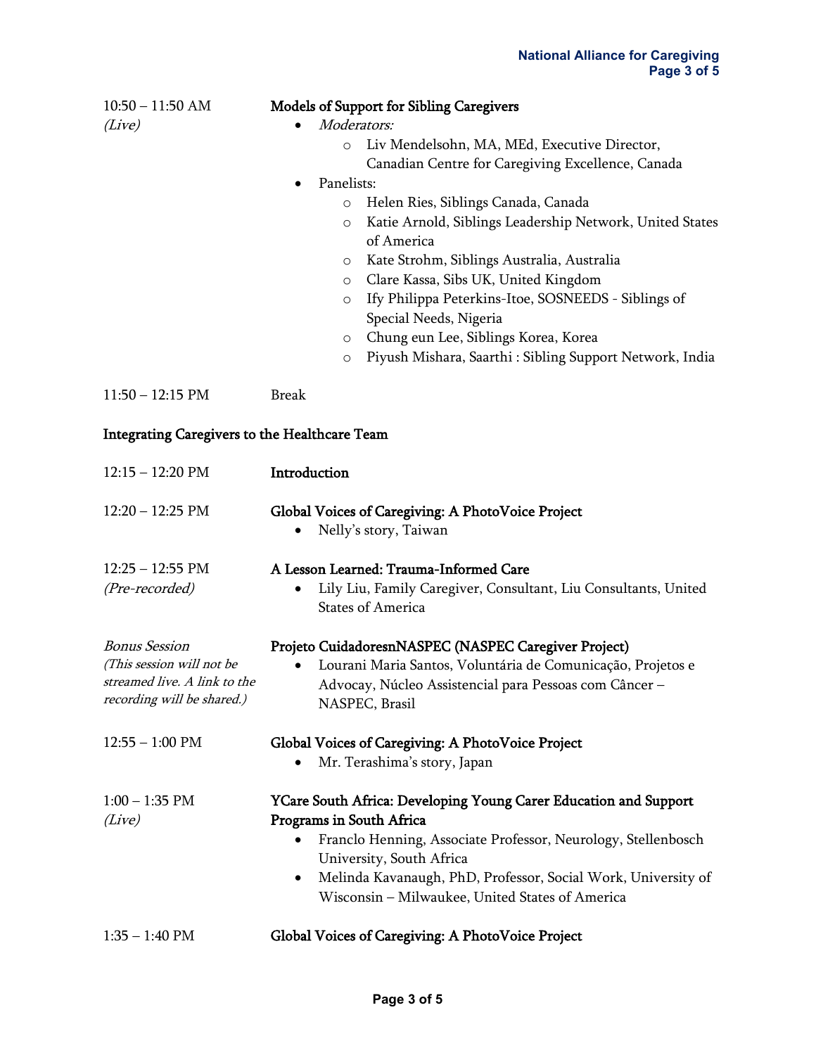10:50 – 11:50 AM *(Live)*

**Models of Support for Sibling Caregivers**

- *Moderators:*
  - Liv Mendelsohn, MA, MEd, Executive Director, Canadian Centre for Caregiving Excellence, Canada
- Panelists:
  - Helen Ries, Siblings Canada, Canada
  - Katie Arnold, Siblings Leadership Network, United States of America
  - Kate Strohm, Siblings Australia, Australia
  - Clare Kassa, Sibs UK, United Kingdom
  - Ify Philippa Peterkins-Itoe, SOSNEEDS - Siblings of Special Needs, Nigeria
  - Chung eun Lee, Siblings Korea, Korea
  - Piyush Mishara, Saarthi : Sibling Support Network, India

11:50 – 12:15 PM

Break

## Integrating Caregivers to the Healthcare Team

12:15 – 12:20 PM

**Introduction**

12:20 – 12:25 PM

**Global Voices of Caregiving: A PhotoVoice Project**

- Nelly's story, Taiwan

12:25 – 12:55 PM *(Pre-recorded)*

**A Lesson Learned: Trauma-Informed Care**

- Lily Liu, Family Caregiver, Consultant, Liu Consultants, United States of America

*Bonus Session (This session will not be streamed live. A link to the recording will be shared.)*

**Projeto CuidadoresnNASPEC (NASPEC Caregiver Project)**

- Lourani Maria Santos, Voluntária de Comunicação, Projetos e Advocay, Núcleo Assistencial para Pessoas com Câncer – NASPEC, Brasil

12:55 – 1:00 PM

**Global Voices of Caregiving: A PhotoVoice Project**

- Mr. Terashima's story, Japan

1:00 – 1:35 PM *(Live)*

**YCare South Africa: Developing Young Carer Education and Support Programs in South Africa**

- Franclo Henning, Associate Professor, Neurology, Stellenbosch University, South Africa
- Melinda Kavanaugh, PhD, Professor, Social Work, University of Wisconsin – Milwaukee, United States of America

1:35 – 1:40 PM

**Global Voices of Caregiving: A PhotoVoice Project**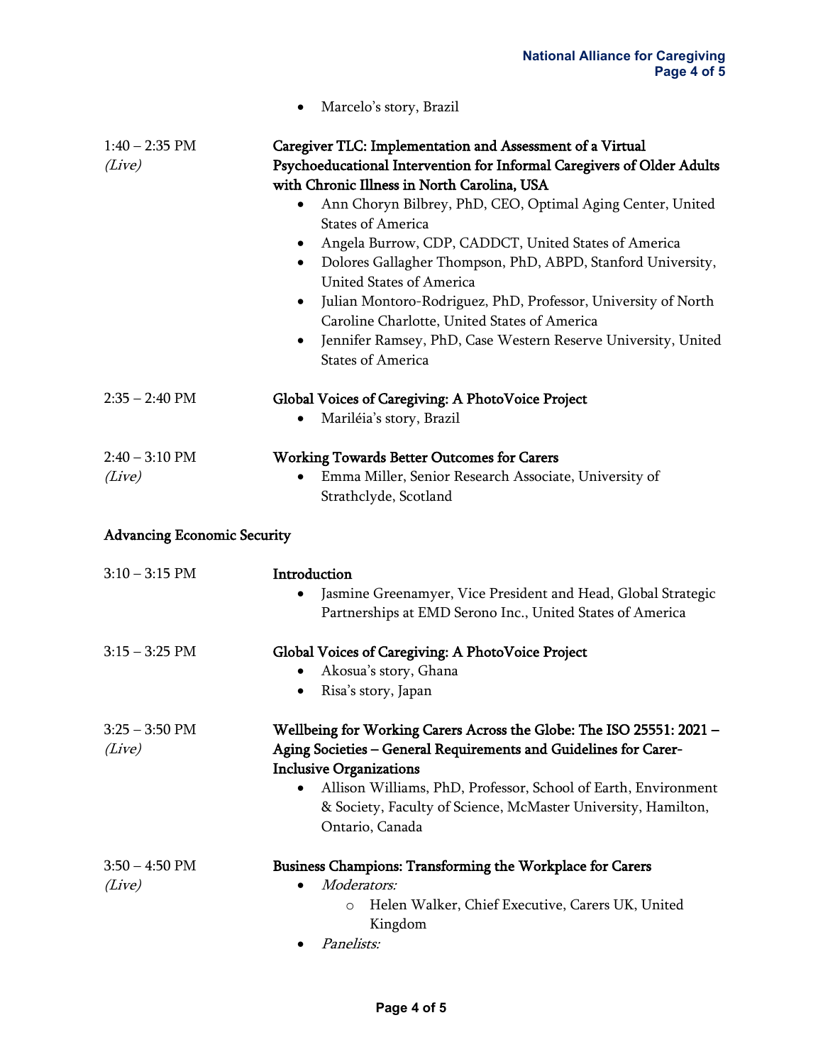- Marcelo's story, Brazil

1:40 – 2:35 PM
*(Live)*

**Caregiver TLC: Implementation and Assessment of a Virtual Psychoeducational Intervention for Informal Caregivers of Older Adults with Chronic Illness in North Carolina, USA**

- Ann Choryn Bilbrey, PhD, CEO, Optimal Aging Center, United States of America
- Angela Burrow, CDP, CADDCT, United States of America
- Dolores Gallagher Thompson, PhD, ABPD, Stanford University, United States of America
- Julian Montoro-Rodriguez, PhD, Professor, University of North Caroline Charlotte, United States of America
- Jennifer Ramsey, PhD, Case Western Reserve University, United States of America

2:35 – 2:40 PM

**Global Voices of Caregiving: A PhotoVoice Project**

- Mariléia's story, Brazil

2:40 – 3:10 PM
*(Live)*

**Working Towards Better Outcomes for Carers**

- Emma Miller, Senior Research Associate, University of Strathclyde, Scotland

## Advancing Economic Security

3:10 – 3:15 PM

**Introduction**

- Jasmine Greenamyer, Vice President and Head, Global Strategic Partnerships at EMD Serono Inc., United States of America

3:15 – 3:25 PM

**Global Voices of Caregiving: A PhotoVoice Project**

- Akosua's story, Ghana
- Risa's story, Japan

3:25 – 3:50 PM
*(Live)*

**Wellbeing for Working Carers Across the Globe: The ISO 25551: 2021 – Aging Societies – General Requirements and Guidelines for Carer-Inclusive Organizations**

- Allison Williams, PhD, Professor, School of Earth, Environment & Society, Faculty of Science, McMaster University, Hamilton, Ontario, Canada

3:50 – 4:50 PM
*(Live)*

**Business Champions: Transforming the Workplace for Carers**

- *Moderators:*
  - Helen Walker, Chief Executive, Carers UK, United Kingdom
- *Panelists:*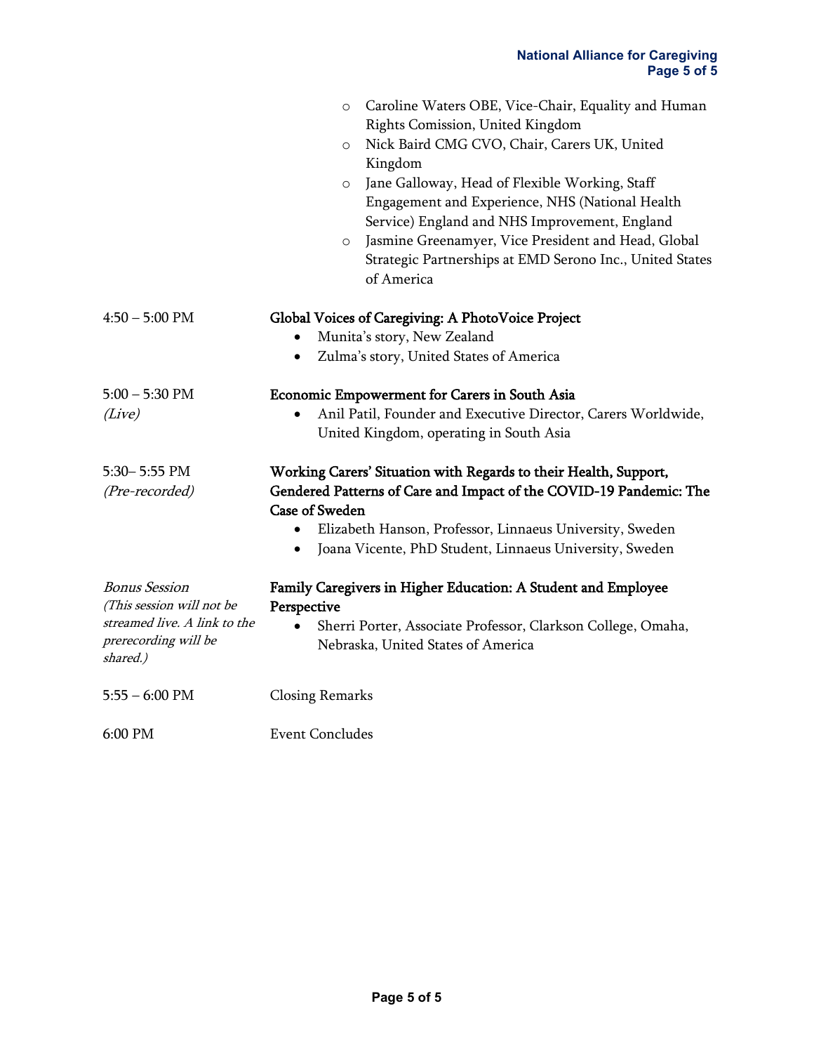- Caroline Waters OBE, Vice-Chair, Equality and Human Rights Comission, United Kingdom
- Nick Baird CMG CVO, Chair, Carers UK, United Kingdom
- Jane Galloway, Head of Flexible Working, Staff Engagement and Experience, NHS (National Health Service) England and NHS Improvement, England
- Jasmine Greenamyer, Vice President and Head, Global Strategic Partnerships at EMD Serono Inc., United States of America

| | |
|---|---|
| 4:50 – 5:00 PM | **Global Voices of Caregiving: A PhotoVoice Project**<br>• Munita's story, New Zealand<br>• Zulma's story, United States of America |
| 5:00 – 5:30 PM<br>*(Live)* | **Economic Empowerment for Carers in South Asia**<br>• Anil Patil, Founder and Executive Director, Carers Worldwide, United Kingdom, operating in South Asia |
| 5:30– 5:55 PM<br>*(Pre-recorded)* | **Working Carers' Situation with Regards to their Health, Support, Gendered Patterns of Care and Impact of the COVID-19 Pandemic: The Case of Sweden**<br>• Elizabeth Hanson, Professor, Linnaeus University, Sweden<br>• Joana Vicente, PhD Student, Linnaeus University, Sweden |
| *Bonus Session*<br>*(This session will not be streamed live. A link to the prerecording will be shared.)* | **Family Caregivers in Higher Education: A Student and Employee Perspective**<br>• Sherri Porter, Associate Professor, Clarkson College, Omaha, Nebraska, United States of America |
| 5:55 – 6:00 PM | Closing Remarks |
| 6:00 PM | Event Concludes |